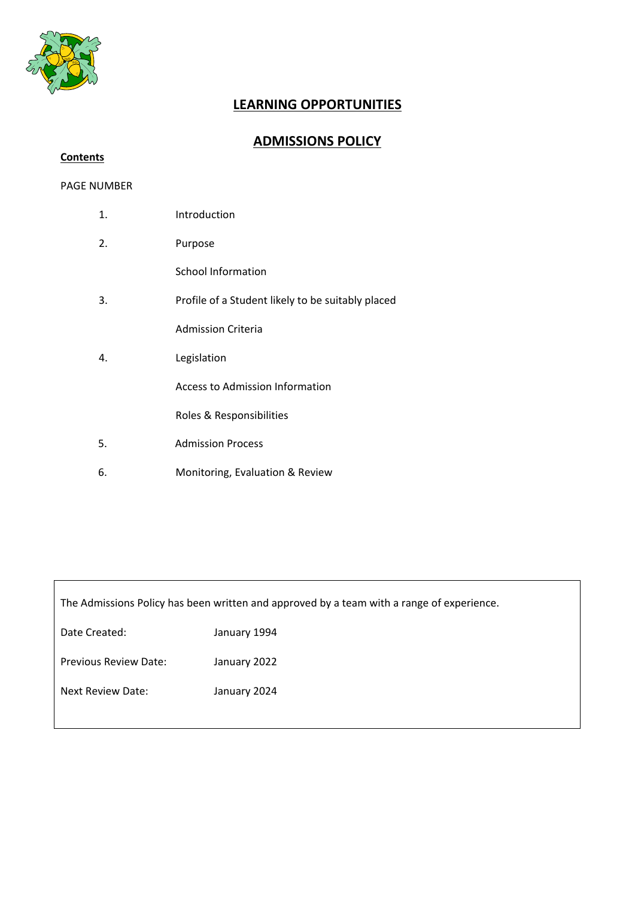# LEARNING OPPORTUNITIES

## ADMISSIONS POLICY

**Contents**

PAGE NUMBER

| | |
|---|---|
| 1. | Introduction |
| 2. | Purpose |
| | School Information |
| 3. | Profile of a Student likely to be suitably placed |
| | Admission Criteria |
| 4. | Legislation |
| | Access to Admission Information |
| | Roles & Responsibilities |
| 5. | Admission Process |
| 6. | Monitoring, Evaluation & Review |

The Admissions Policy has been written and approved by a team with a range of experience.

| | |
|---|---|
| Date Created: | January 1994 |
| Previous Review Date: | January 2022 |
| Next Review Date: | January 2024 |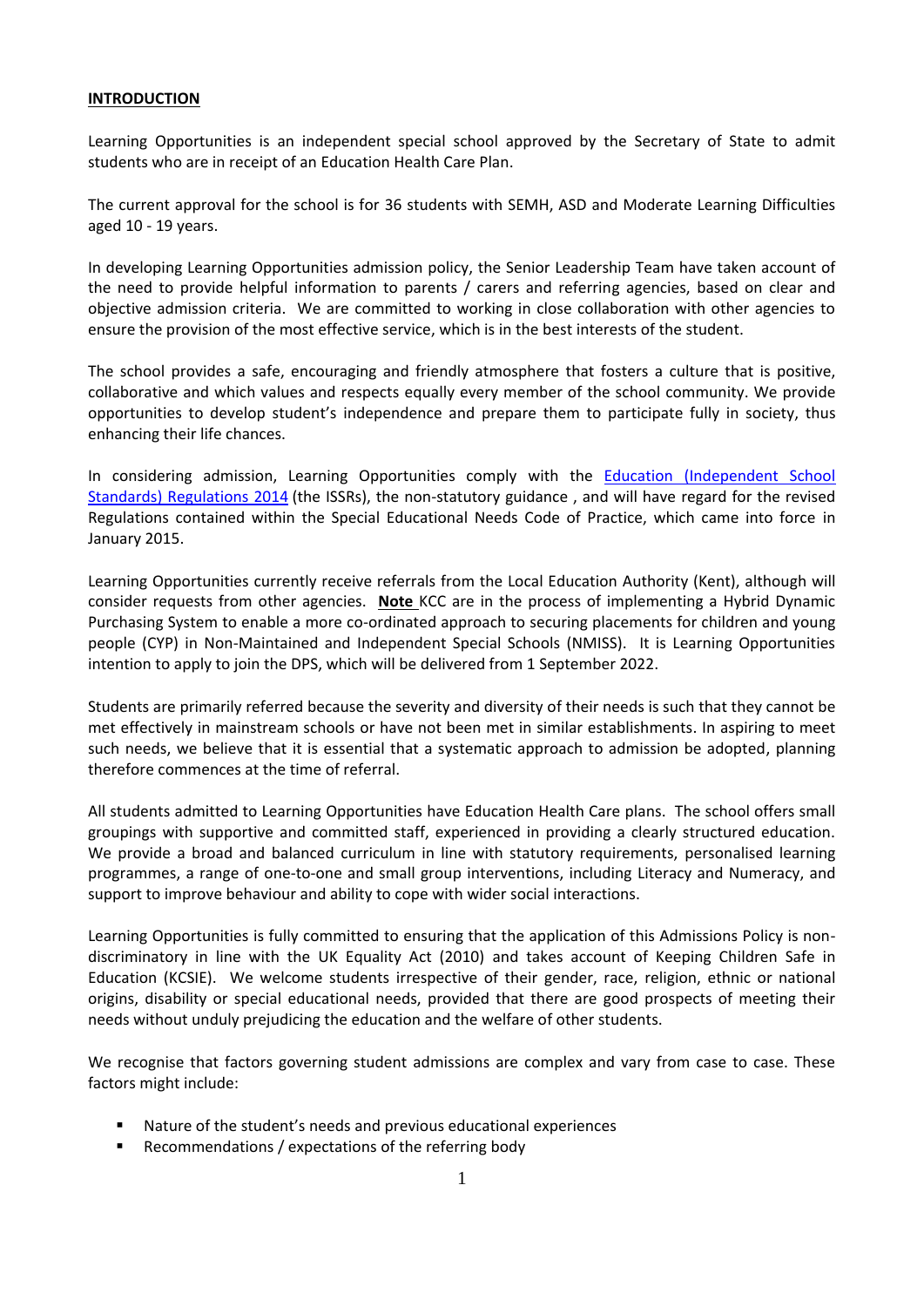**INTRODUCTION**

Learning Opportunities is an independent special school approved by the Secretary of State to admit students who are in receipt of an Education Health Care Plan.

The current approval for the school is for 36 students with SEMH, ASD and Moderate Learning Difficulties aged 10 - 19 years.

In developing Learning Opportunities admission policy, the Senior Leadership Team have taken account of the need to provide helpful information to parents / carers and referring agencies, based on clear and objective admission criteria. We are committed to working in close collaboration with other agencies to ensure the provision of the most effective service, which is in the best interests of the student.

The school provides a safe, encouraging and friendly atmosphere that fosters a culture that is positive, collaborative and which values and respects equally every member of the school community. We provide opportunities to develop student's independence and prepare them to participate fully in society, thus enhancing their life chances.

In considering admission, Learning Opportunities comply with the Education (Independent School Standards) Regulations 2014 (the ISSRs), the non-statutory guidance , and will have regard for the revised Regulations contained within the Special Educational Needs Code of Practice, which came into force in January 2015.

Learning Opportunities currently receive referrals from the Local Education Authority (Kent), although will consider requests from other agencies. **Note** KCC are in the process of implementing a Hybrid Dynamic Purchasing System to enable a more co-ordinated approach to securing placements for children and young people (CYP) in Non-Maintained and Independent Special Schools (NMISS). It is Learning Opportunities intention to apply to join the DPS, which will be delivered from 1 September 2022.

Students are primarily referred because the severity and diversity of their needs is such that they cannot be met effectively in mainstream schools or have not been met in similar establishments. In aspiring to meet such needs, we believe that it is essential that a systematic approach to admission be adopted, planning therefore commences at the time of referral.

All students admitted to Learning Opportunities have Education Health Care plans. The school offers small groupings with supportive and committed staff, experienced in providing a clearly structured education. We provide a broad and balanced curriculum in line with statutory requirements, personalised learning programmes, a range of one-to-one and small group interventions, including Literacy and Numeracy, and support to improve behaviour and ability to cope with wider social interactions.

Learning Opportunities is fully committed to ensuring that the application of this Admissions Policy is non-discriminatory in line with the UK Equality Act (2010) and takes account of Keeping Children Safe in Education (KCSIE). We welcome students irrespective of their gender, race, religion, ethnic or national origins, disability or special educational needs, provided that there are good prospects of meeting their needs without unduly prejudicing the education and the welfare of other students.

We recognise that factors governing student admissions are complex and vary from case to case. These factors might include:

- Nature of the student's needs and previous educational experiences
- Recommendations / expectations of the referring body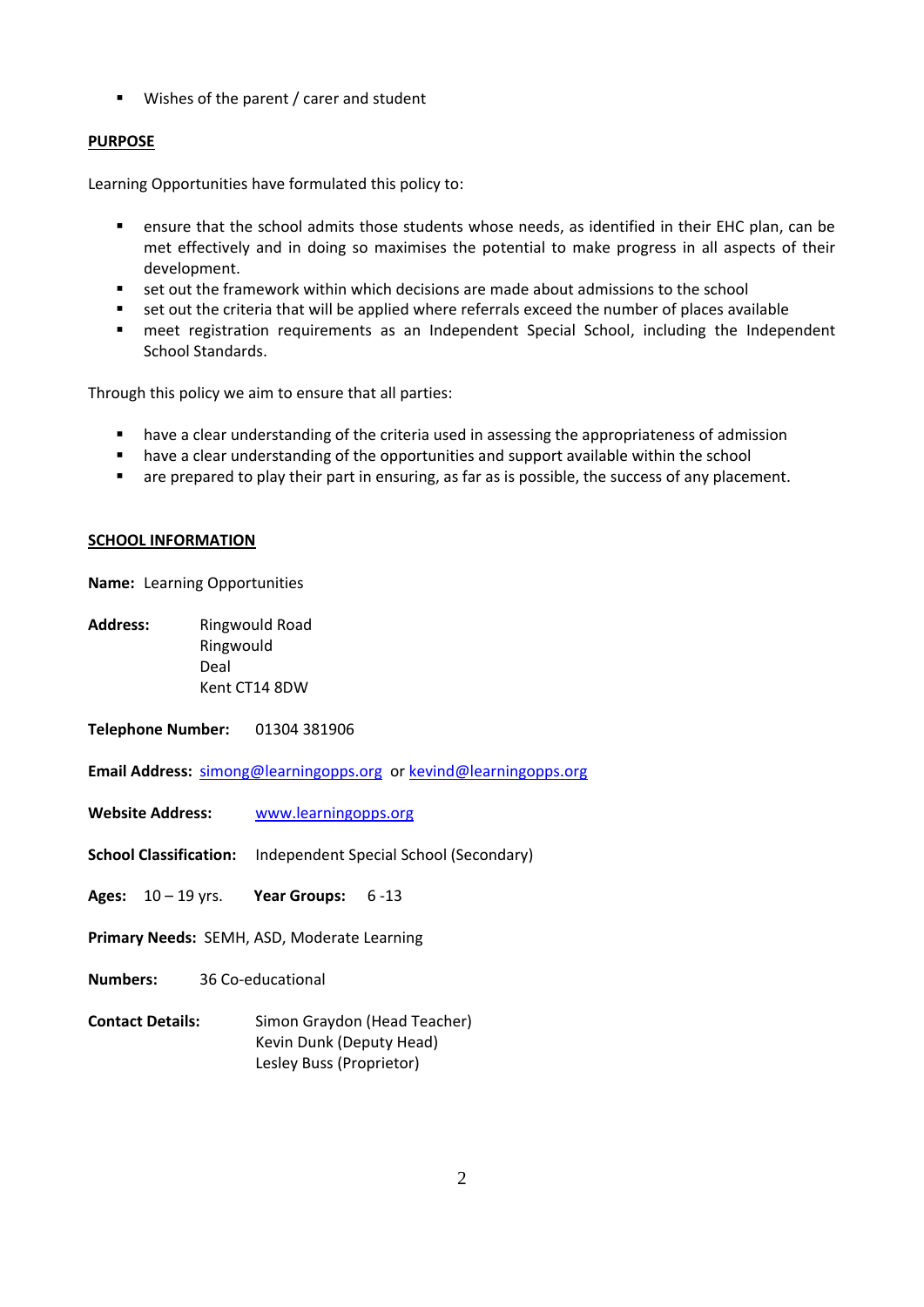- Wishes of the parent / carer and student

**PURPOSE**

Learning Opportunities have formulated this policy to:

- ensure that the school admits those students whose needs, as identified in their EHC plan, can be met effectively and in doing so maximises the potential to make progress in all aspects of their development.
- set out the framework within which decisions are made about admissions to the school
- set out the criteria that will be applied where referrals exceed the number of places available
- meet registration requirements as an Independent Special School, including the Independent School Standards.

Through this policy we aim to ensure that all parties:

- have a clear understanding of the criteria used in assessing the appropriateness of admission
- have a clear understanding of the opportunities and support available within the school
- are prepared to play their part in ensuring, as far as is possible, the success of any placement.

**SCHOOL INFORMATION**

**Name:** Learning Opportunities

**Address:** Ringwould Road
Ringwould
Deal
Kent CT14 8DW

**Telephone Number:** 01304 381906

**Email Address:** simong@learningopps.org or kevind@learningopps.org

**Website Address:** www.learningopps.org

**School Classification:** Independent Special School (Secondary)

**Ages:** 10 – 19 yrs. **Year Groups:** 6 -13

**Primary Needs:** SEMH, ASD, Moderate Learning

**Numbers:** 36 Co-educational

**Contact Details:** Simon Graydon (Head Teacher)
Kevin Dunk (Deputy Head)
Lesley Buss (Proprietor)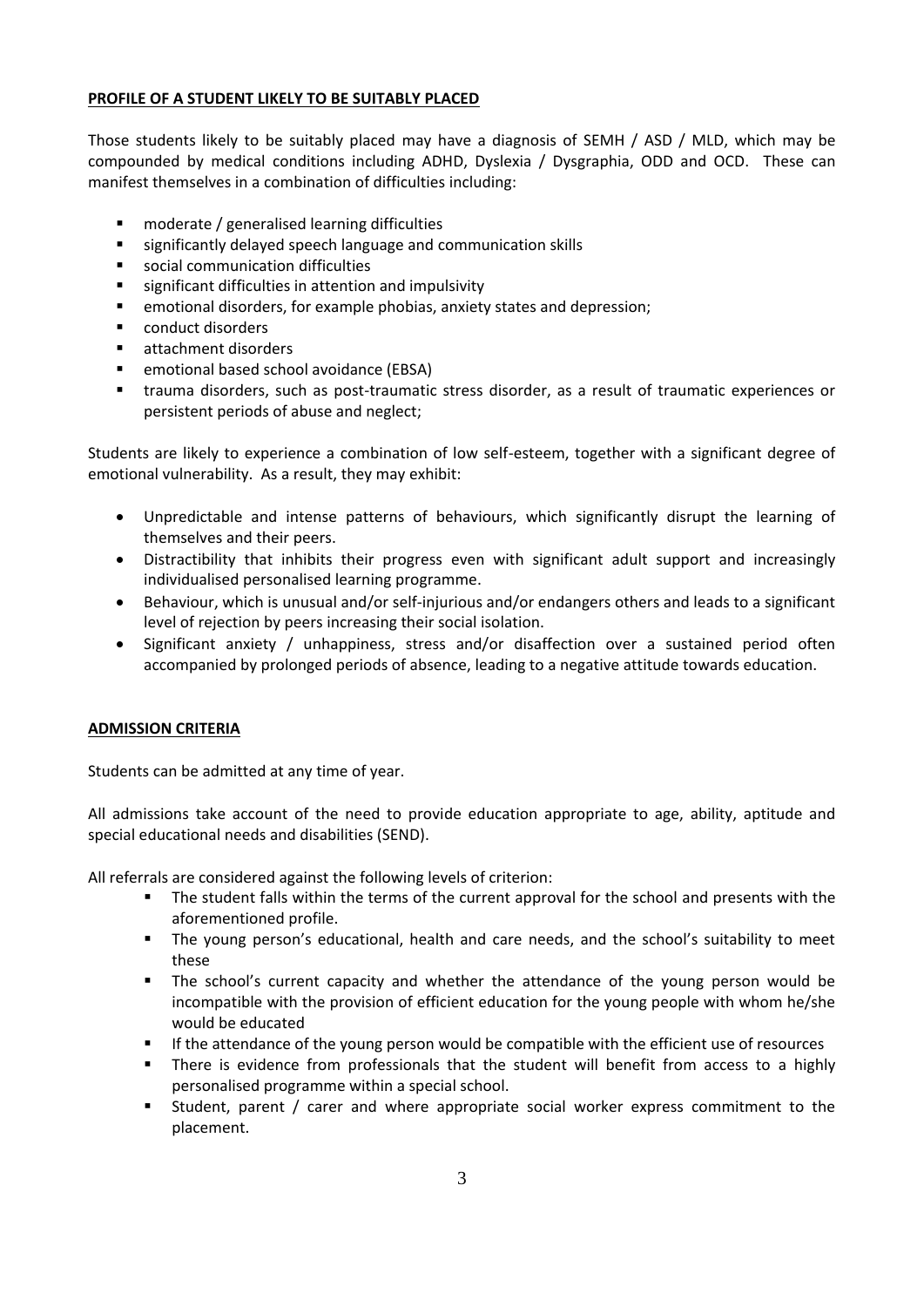## **PROFILE OF A STUDENT LIKELY TO BE SUITABLY PLACED**

Those students likely to be suitably placed may have a diagnosis of SEMH / ASD / MLD, which may be compounded by medical conditions including ADHD, Dyslexia / Dysgraphia, ODD and OCD. These can manifest themselves in a combination of difficulties including:

- moderate / generalised learning difficulties
- significantly delayed speech language and communication skills
- social communication difficulties
- significant difficulties in attention and impulsivity
- emotional disorders, for example phobias, anxiety states and depression;
- conduct disorders
- attachment disorders
- emotional based school avoidance (EBSA)
- trauma disorders, such as post-traumatic stress disorder, as a result of traumatic experiences or persistent periods of abuse and neglect;

Students are likely to experience a combination of low self-esteem, together with a significant degree of emotional vulnerability. As a result, they may exhibit:

- Unpredictable and intense patterns of behaviours, which significantly disrupt the learning of themselves and their peers.
- Distractibility that inhibits their progress even with significant adult support and increasingly individualised personalised learning programme.
- Behaviour, which is unusual and/or self-injurious and/or endangers others and leads to a significant level of rejection by peers increasing their social isolation.
- Significant anxiety / unhappiness, stress and/or disaffection over a sustained period often accompanied by prolonged periods of absence, leading to a negative attitude towards education.

## **ADMISSION CRITERIA**

Students can be admitted at any time of year.

All admissions take account of the need to provide education appropriate to age, ability, aptitude and special educational needs and disabilities (SEND).

All referrals are considered against the following levels of criterion:

- The student falls within the terms of the current approval for the school and presents with the aforementioned profile.
- The young person's educational, health and care needs, and the school's suitability to meet these
- The school's current capacity and whether the attendance of the young person would be incompatible with the provision of efficient education for the young people with whom he/she would be educated
- If the attendance of the young person would be compatible with the efficient use of resources
- There is evidence from professionals that the student will benefit from access to a highly personalised programme within a special school.
- Student, parent / carer and where appropriate social worker express commitment to the placement.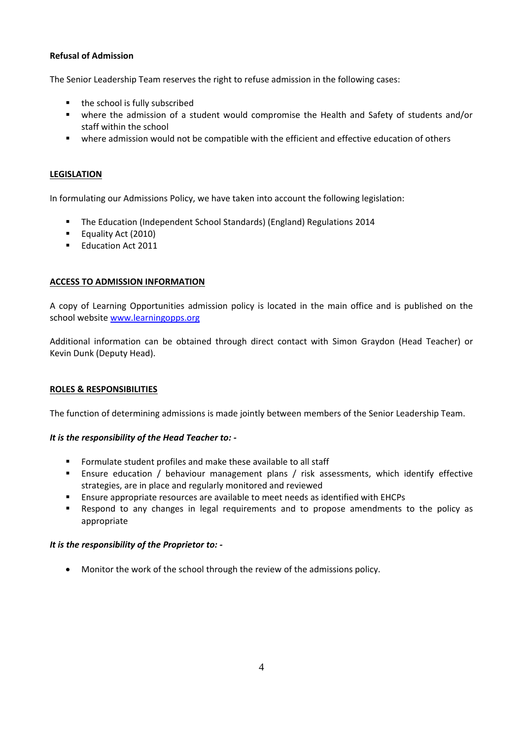**Refusal of Admission**

The Senior Leadership Team reserves the right to refuse admission in the following cases:

- the school is fully subscribed
- where the admission of a student would compromise the Health and Safety of students and/or staff within the school
- where admission would not be compatible with the efficient and effective education of others

**<u>LEGISLATION</u>**

In formulating our Admissions Policy, we have taken into account the following legislation:

- The Education (Independent School Standards) (England) Regulations 2014
- Equality Act (2010)
- Education Act 2011

**<u>ACCESS TO ADMISSION INFORMATION</u>**

A copy of Learning Opportunities admission policy is located in the main office and is published on the school website [www.learningopps.org](www.learningopps.org)

Additional information can be obtained through direct contact with Simon Graydon (Head Teacher) or Kevin Dunk (Deputy Head).

**<u>ROLES & RESPONSIBILITIES</u>**

The function of determining admissions is made jointly between members of the Senior Leadership Team.

***It is the responsibility of the Head Teacher to: -***

- Formulate student profiles and make these available to all staff
- Ensure education / behaviour management plans / risk assessments, which identify effective strategies, are in place and regularly monitored and reviewed
- Ensure appropriate resources are available to meet needs as identified with EHCPs
- Respond to any changes in legal requirements and to propose amendments to the policy as appropriate

***It is the responsibility of the Proprietor to: -***

- Monitor the work of the school through the review of the admissions policy.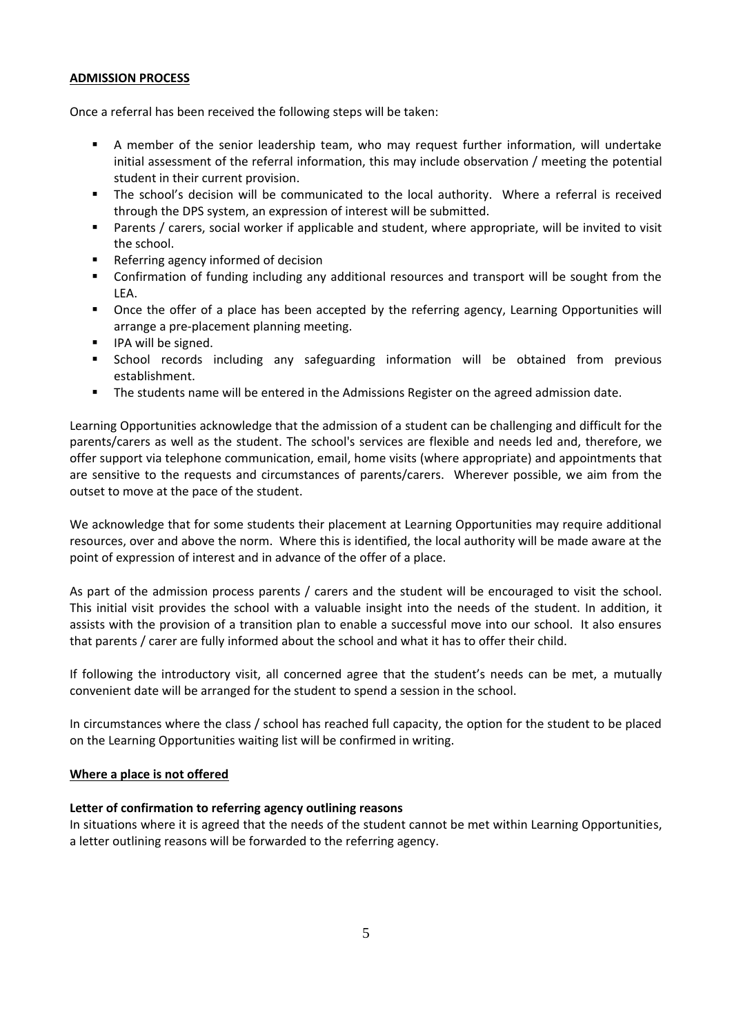## ADMISSION PROCESS

Once a referral has been received the following steps will be taken:

- A member of the senior leadership team, who may request further information, will undertake initial assessment of the referral information, this may include observation / meeting the potential student in their current provision.
- The school's decision will be communicated to the local authority. Where a referral is received through the DPS system, an expression of interest will be submitted.
- Parents / carers, social worker if applicable and student, where appropriate, will be invited to visit the school.
- Referring agency informed of decision
- Confirmation of funding including any additional resources and transport will be sought from the LEA.
- Once the offer of a place has been accepted by the referring agency, Learning Opportunities will arrange a pre-placement planning meeting.
- IPA will be signed.
- School records including any safeguarding information will be obtained from previous establishment.
- The students name will be entered in the Admissions Register on the agreed admission date.

Learning Opportunities acknowledge that the admission of a student can be challenging and difficult for the parents/carers as well as the student. The school's services are flexible and needs led and, therefore, we offer support via telephone communication, email, home visits (where appropriate) and appointments that are sensitive to the requests and circumstances of parents/carers. Wherever possible, we aim from the outset to move at the pace of the student.

We acknowledge that for some students their placement at Learning Opportunities may require additional resources, over and above the norm. Where this is identified, the local authority will be made aware at the point of expression of interest and in advance of the offer of a place.

As part of the admission process parents / carers and the student will be encouraged to visit the school. This initial visit provides the school with a valuable insight into the needs of the student. In addition, it assists with the provision of a transition plan to enable a successful move into our school. It also ensures that parents / carer are fully informed about the school and what it has to offer their child.

If following the introductory visit, all concerned agree that the student's needs can be met, a mutually convenient date will be arranged for the student to spend a session in the school.

In circumstances where the class / school has reached full capacity, the option for the student to be placed on the Learning Opportunities waiting list will be confirmed in writing.

### Where a place is not offered

**Letter of confirmation to referring agency outlining reasons**

In situations where it is agreed that the needs of the student cannot be met within Learning Opportunities, a letter outlining reasons will be forwarded to the referring agency.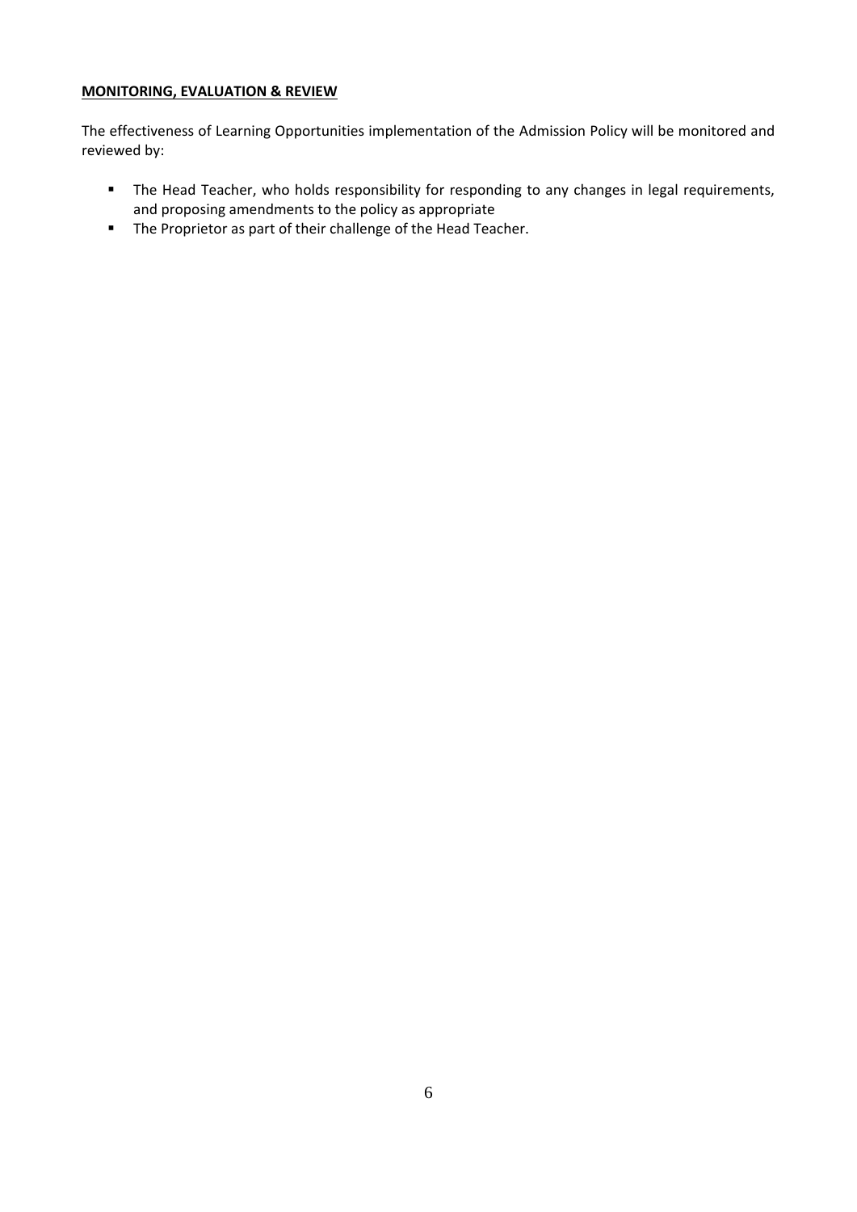**MONITORING, EVALUATION & REVIEW**

The effectiveness of Learning Opportunities implementation of the Admission Policy will be monitored and reviewed by:

- The Head Teacher, who holds responsibility for responding to any changes in legal requirements, and proposing amendments to the policy as appropriate
- The Proprietor as part of their challenge of the Head Teacher.